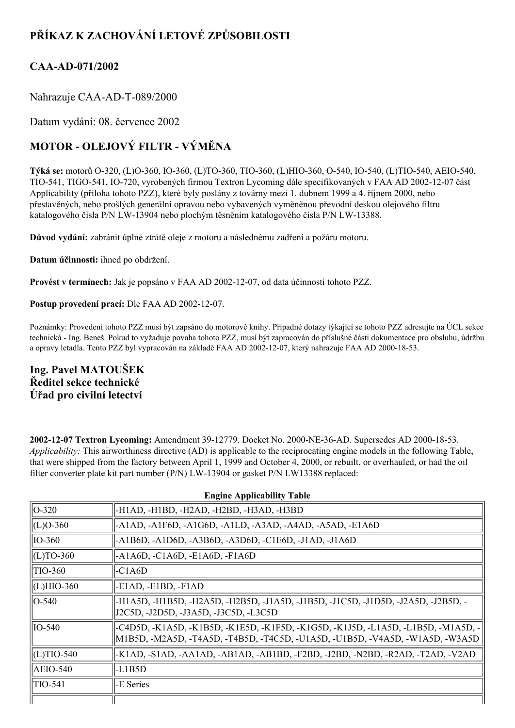# PŘÍKAZ K ZACHOVÁNÍ LETOVÉ ZPŮSOBILOSTI

## CAA-AD-071/2002

Nahrazuje CAA-AD-T-089/2000

Datum vydání: 08. července 2002

## MOTOR - OLEJOVÝ FILTR - VÝMĚNA

**Týká se:** motorů O-320, (L)O-360, IO-360, (L)TO-360, TIO-360, (L)HIO-360, O-540, IO-540, (L)TIO-540, AEIO-540, TIO-541, TIGO-541, IO-720, vyrobených firmou Textron Lycoming dále specifikovaných v FAA AD 2002-12-07 část Applicability (příloha tohoto PZZ), které byly poslány z továrny mezi 1. dubnem 1999 a 4. říjnem 2000, nebo přestavěných, nebo prošlých generální opravou nebo vybavených vyměněnou převodní deskou olejového filtru katalogového čísla P/N LW-13904 nebo plochým těsněním katalogového čísla P/N LW-13388.

**Důvod vydání:** zabránit úplné ztrátě oleje z motoru a následnému zadření a požáru motoru.

**Datum účinnosti:** ihned po obdržení.

**Provést v termínech:** Jak je popsáno v FAA AD 2002-12-07, od data účinnosti tohoto PZZ.

**Postup provedení prací:** Dle FAA AD 2002-12-07.

Poznámky: Provedení tohoto PZZ musí být zapsáno do motorové knihy. Případné dotazy týkající se tohoto PZZ adresujte na ÚCL sekce technická - Ing. Beneš. Pokud to vyžaduje povaha tohoto PZZ, musí být zapracován do příslušné části dokumentace pro obsluhu, údržbu a opravy letadla. Tento PZZ byl vypracován na základě FAA AD 2002-12-07, který nahrazuje FAA AD 2000-18-53.

**Ing. Pavel MATOUŠEK**
**Ředitel sekce technické**
**Úřad pro civilní letectví**

**2002-12-07 Textron Lycoming:** Amendment 39-12779. Docket No. 2000-NE-36-AD. Supersedes AD 2000-18-53. *Applicability:* This airworthiness directive (AD) is applicable to the reciprocating engine models in the following Table, that were shipped from the factory between April 1, 1999 and October 4, 2000, or rebuilt, or overhauled, or had the oil filter converter plate kit part number (P/N) LW-13904 or gasket P/N LW13388 replaced:

**Engine Applicability Table**

| | |
|---|---|
| O-320 | -H1AD, -H1BD, -H2AD, -H2BD, -H3AD, -H3BD |
| (L)O-360 | -A1AD, -A1F6D, -A1G6D, -A1LD, -A3AD, -A4AD, -A5AD, -E1A6D |
| IO-360 | -A1B6D, -A1D6D, -A3B6D, -A3D6D, -C1E6D, -J1AD, -J1A6D |
| (L)TO-360 | -A1A6D, -C1A6D, -E1A6D, -F1A6D |
| TIO-360 | -C1A6D |
| (L)HIO-360 | -E1AD, -E1BD, -F1AD |
| O-540 | -H1A5D, -H1B5D, -H2A5D, -H2B5D, -J1A5D, -J1B5D, -J1C5D, -J1D5D, -J2A5D, -J2B5D, -J2C5D, -J2D5D, -J3A5D, -J3C5D, -L3C5D |
| IO-540 | -C4D5D, -K1A5D, -K1B5D, -K1E5D, -K1F5D, -K1G5D, -K1J5D, -L1A5D, -L1B5D, -M1A5D, -M1B5D, -M2A5D, -T4A5D, -T4B5D, -T4C5D, -U1A5D, -U1B5D, -V4A5D, -W1A5D, -W3A5D |
| (L)TIO-540 | -K1AD, -S1AD, -AA1AD, -AB1AD, -AB1BD, -F2BD, -J2BD, -N2BD, -R2AD, -T2AD, -V2AD |
| AEIO-540 | -L1B5D |
| TIO-541 | -E Series |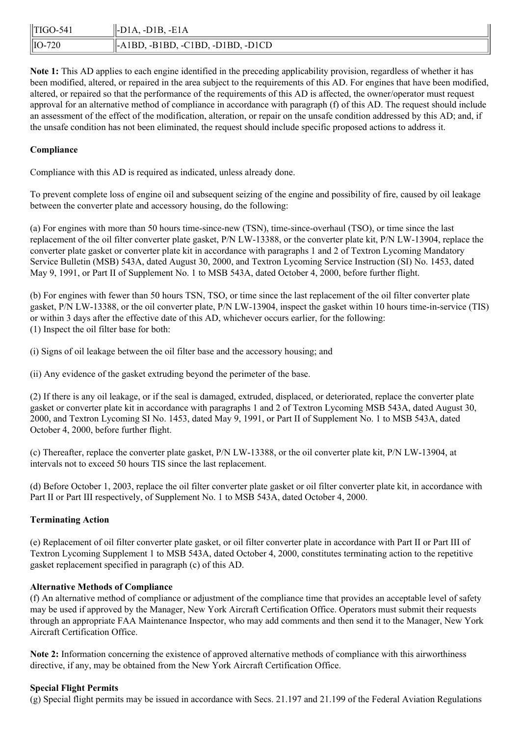| TIGO-541 | -D1A, -D1B, -E1A |
|---|---|
| IO-720 | -A1BD, -B1BD, -C1BD, -D1BD, -D1CD |

**Note 1:** This AD applies to each engine identified in the preceding applicability provision, regardless of whether it has been modified, altered, or repaired in the area subject to the requirements of this AD. For engines that have been modified, altered, or repaired so that the performance of the requirements of this AD is affected, the owner/operator must request approval for an alternative method of compliance in accordance with paragraph (f) of this AD. The request should include an assessment of the effect of the modification, alteration, or repair on the unsafe condition addressed by this AD; and, if the unsafe condition has not been eliminated, the request should include specific proposed actions to address it.

**Compliance**

Compliance with this AD is required as indicated, unless already done.

To prevent complete loss of engine oil and subsequent seizing of the engine and possibility of fire, caused by oil leakage between the converter plate and accessory housing, do the following:

(a) For engines with more than 50 hours time-since-new (TSN), time-since-overhaul (TSO), or time since the last replacement of the oil filter converter plate gasket, P/N LW-13388, or the converter plate kit, P/N LW-13904, replace the converter plate gasket or converter plate kit in accordance with paragraphs 1 and 2 of Textron Lycoming Mandatory Service Bulletin (MSB) 543A, dated August 30, 2000, and Textron Lycoming Service Instruction (SI) No. 1453, dated May 9, 1991, or Part II of Supplement No. 1 to MSB 543A, dated October 4, 2000, before further flight.

(b) For engines with fewer than 50 hours TSN, TSO, or time since the last replacement of the oil filter converter plate gasket, P/N LW-13388, or the oil converter plate, P/N LW-13904, inspect the gasket within 10 hours time-in-service (TIS) or within 3 days after the effective date of this AD, whichever occurs earlier, for the following:
(1) Inspect the oil filter base for both:

(i) Signs of oil leakage between the oil filter base and the accessory housing; and

(ii) Any evidence of the gasket extruding beyond the perimeter of the base.

(2) If there is any oil leakage, or if the seal is damaged, extruded, displaced, or deteriorated, replace the converter plate gasket or converter plate kit in accordance with paragraphs 1 and 2 of Textron Lycoming MSB 543A, dated August 30, 2000, and Textron Lycoming SI No. 1453, dated May 9, 1991, or Part II of Supplement No. 1 to MSB 543A, dated October 4, 2000, before further flight.

(c) Thereafter, replace the converter plate gasket, P/N LW-13388, or the oil converter plate kit, P/N LW-13904, at intervals not to exceed 50 hours TIS since the last replacement.

(d) Before October 1, 2003, replace the oil filter converter plate gasket or oil filter converter plate kit, in accordance with Part II or Part III respectively, of Supplement No. 1 to MSB 543A, dated October 4, 2000.

**Terminating Action**

(e) Replacement of oil filter converter plate gasket, or oil filter converter plate in accordance with Part II or Part III of Textron Lycoming Supplement 1 to MSB 543A, dated October 4, 2000, constitutes terminating action to the repetitive gasket replacement specified in paragraph (c) of this AD.

**Alternative Methods of Compliance**

(f) An alternative method of compliance or adjustment of the compliance time that provides an acceptable level of safety may be used if approved by the Manager, New York Aircraft Certification Office. Operators must submit their requests through an appropriate FAA Maintenance Inspector, who may add comments and then send it to the Manager, New York Aircraft Certification Office.

**Note 2:** Information concerning the existence of approved alternative methods of compliance with this airworthiness directive, if any, may be obtained from the New York Aircraft Certification Office.

**Special Flight Permits**

(g) Special flight permits may be issued in accordance with Secs. 21.197 and 21.199 of the Federal Aviation Regulations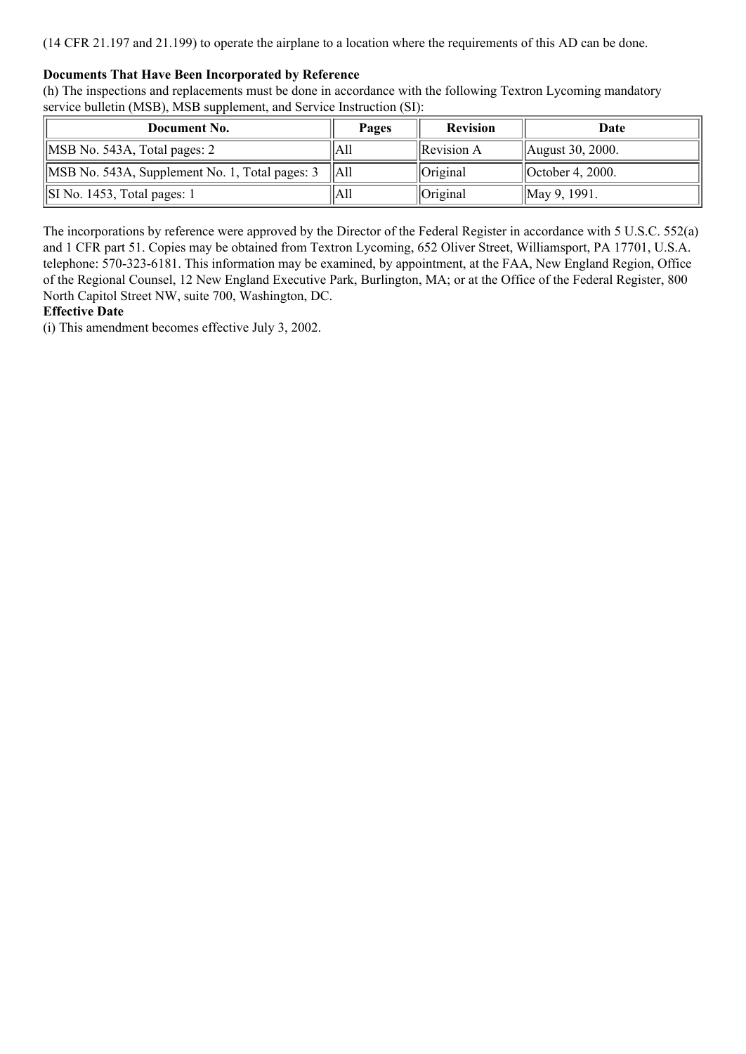(14 CFR 21.197 and 21.199) to operate the airplane to a location where the requirements of this AD can be done.

**Documents That Have Been Incorporated by Reference**

(h) The inspections and replacements must be done in accordance with the following Textron Lycoming mandatory service bulletin (MSB), MSB supplement, and Service Instruction (SI):

| Document No. | Pages | Revision | Date |
|---|---|---|---|
| MSB No. 543A, Total pages: 2 | All | Revision A | August 30, 2000. |
| MSB No. 543A, Supplement No. 1, Total pages: 3 | All | Original | October 4, 2000. |
| SI No. 1453, Total pages: 1 | All | Original | May 9, 1991. |

The incorporations by reference were approved by the Director of the Federal Register in accordance with 5 U.S.C. 552(a) and 1 CFR part 51. Copies may be obtained from Textron Lycoming, 652 Oliver Street, Williamsport, PA 17701, U.S.A. telephone: 570-323-6181. This information may be examined, by appointment, at the FAA, New England Region, Office of the Regional Counsel, 12 New England Executive Park, Burlington, MA; or at the Office of the Federal Register, 800 North Capitol Street NW, suite 700, Washington, DC.

**Effective Date**

(i) This amendment becomes effective July 3, 2002.